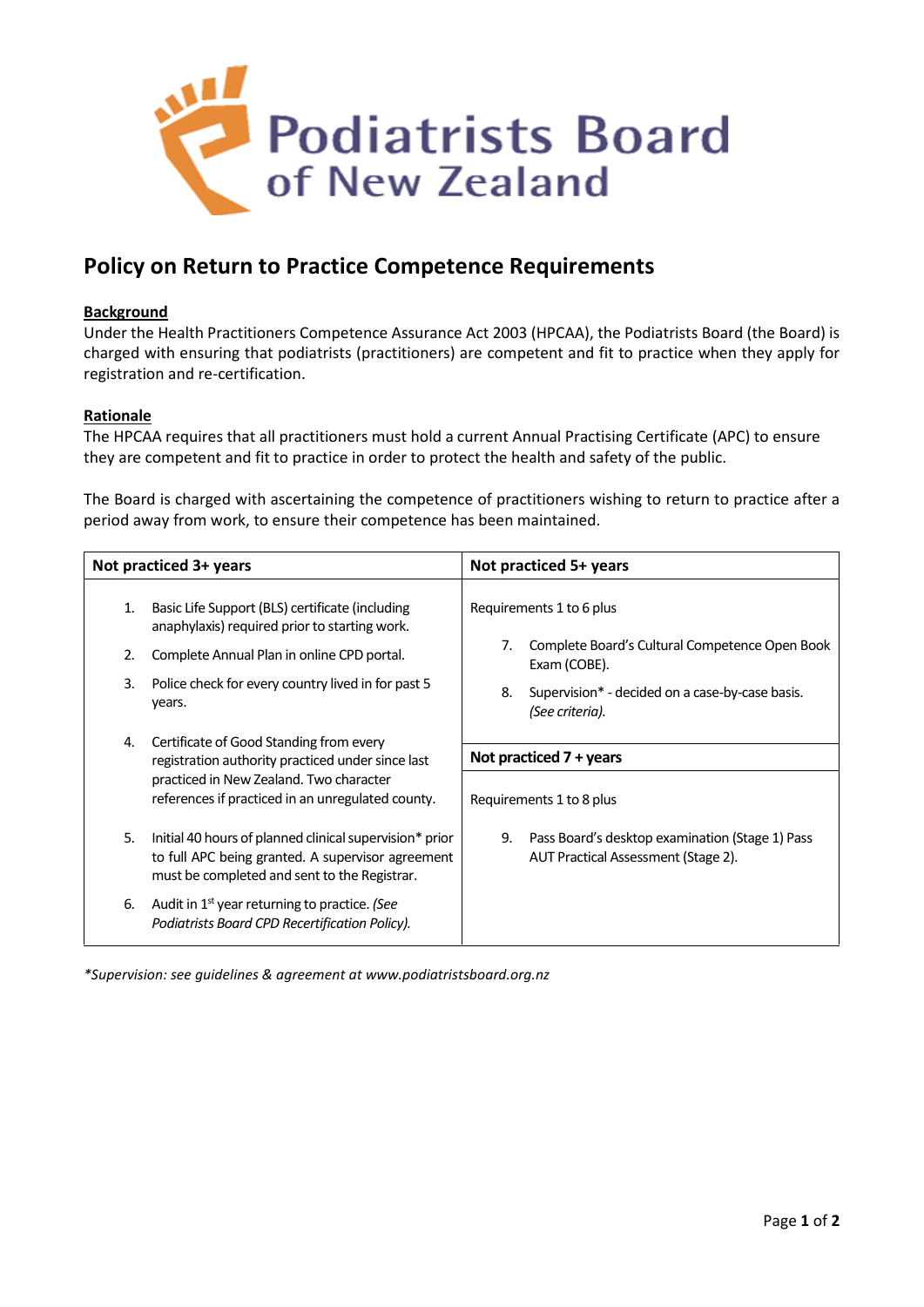Podiatrists Board of New Zealand

# Policy on Return to Practice Competence Requirements

**Background**

Under the Health Practitioners Competence Assurance Act 2003 (HPCAA), the Podiatrists Board (the Board) is charged with ensuring that podiatrists (practitioners) are competent and fit to practice when they apply for registration and re-certification.

**Rationale**

The HPCAA requires that all practitioners must hold a current Annual Practising Certificate (APC) to ensure they are competent and fit to practice in order to protect the health and safety of the public.

The Board is charged with ascertaining the competence of practitioners wishing to return to practice after a period away from work, to ensure their competence has been maintained.

| Not practiced 3+ years | Not practiced 5+ years |
|---|---|
| 1. Basic Life Support (BLS) certificate (including anaphylaxis) required prior to starting work.<br>2. Complete Annual Plan in online CPD portal.<br>3. Police check for every country lived in for past 5 years.<br>4. Certificate of Good Standing from every registration authority practiced under since last practiced in New Zealand. Two character references if practiced in an unregulated county.<br>5. Initial 40 hours of planned clinical supervision* prior to full APC being granted. A supervisor agreement must be completed and sent to the Registrar.<br>6. Audit in 1st year returning to practice. *(See Podiatrists Board CPD Recertification Policy).* | Requirements 1 to 6 plus<br>7. Complete Board's Cultural Competence Open Book Exam (COBE).<br>8. Supervision* - decided on a case-by-case basis. *(See criteria).*<br><br>**Not practiced 7 + years**<br><br>Requirements 1 to 8 plus<br>9. Pass Board's desktop examination (Stage 1) Pass AUT Practical Assessment (Stage 2). |

*\*Supervision: see guidelines & agreement at www.podiatristsboard.org.nz*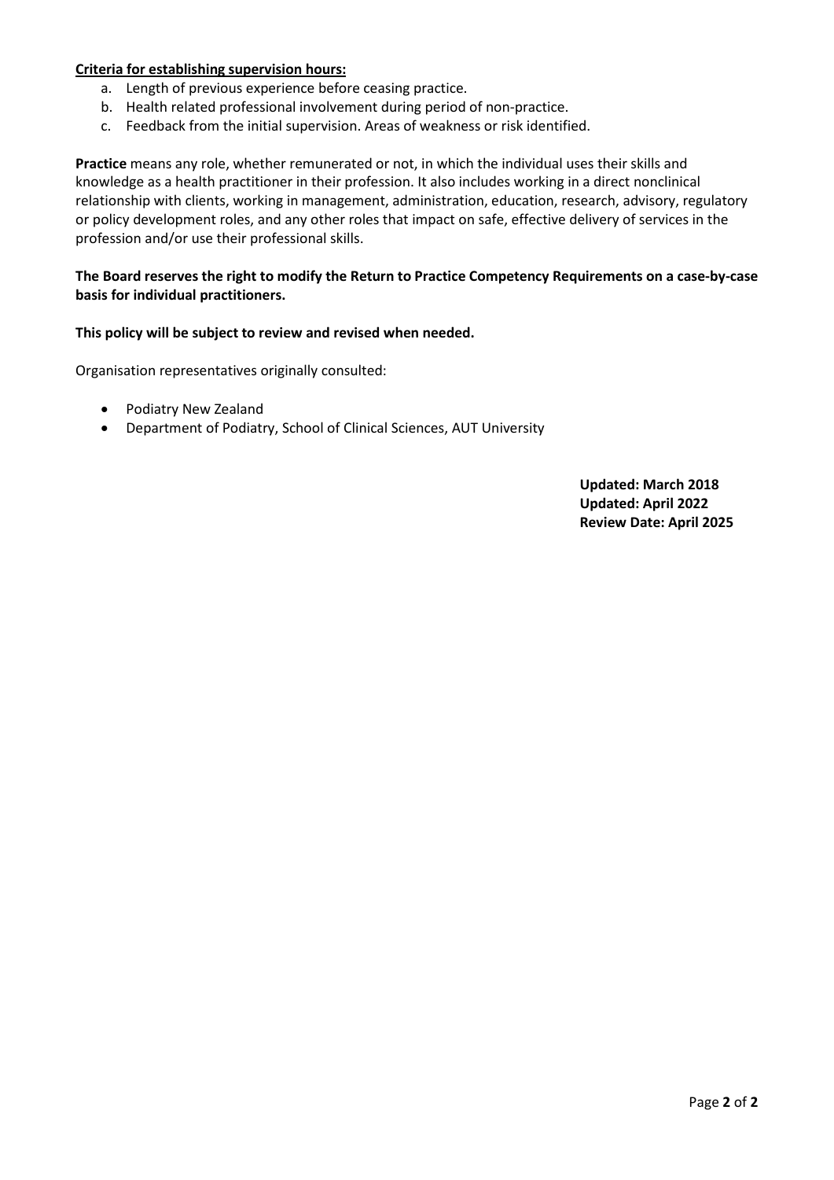**Criteria for establishing supervision hours:**

a. Length of previous experience before ceasing practice.
b. Health related professional involvement during period of non-practice.
c. Feedback from the initial supervision. Areas of weakness or risk identified.

**Practice** means any role, whether remunerated or not, in which the individual uses their skills and knowledge as a health practitioner in their profession. It also includes working in a direct nonclinical relationship with clients, working in management, administration, education, research, advisory, regulatory or policy development roles, and any other roles that impact on safe, effective delivery of services in the profession and/or use their professional skills.

**The Board reserves the right to modify the Return to Practice Competency Requirements on a case-by-case basis for individual practitioners.**

**This policy will be subject to review and revised when needed.**

Organisation representatives originally consulted:

- Podiatry New Zealand
- Department of Podiatry, School of Clinical Sciences, AUT University

**Updated: March 2018**
**Updated: April 2022**
**Review Date: April 2025**